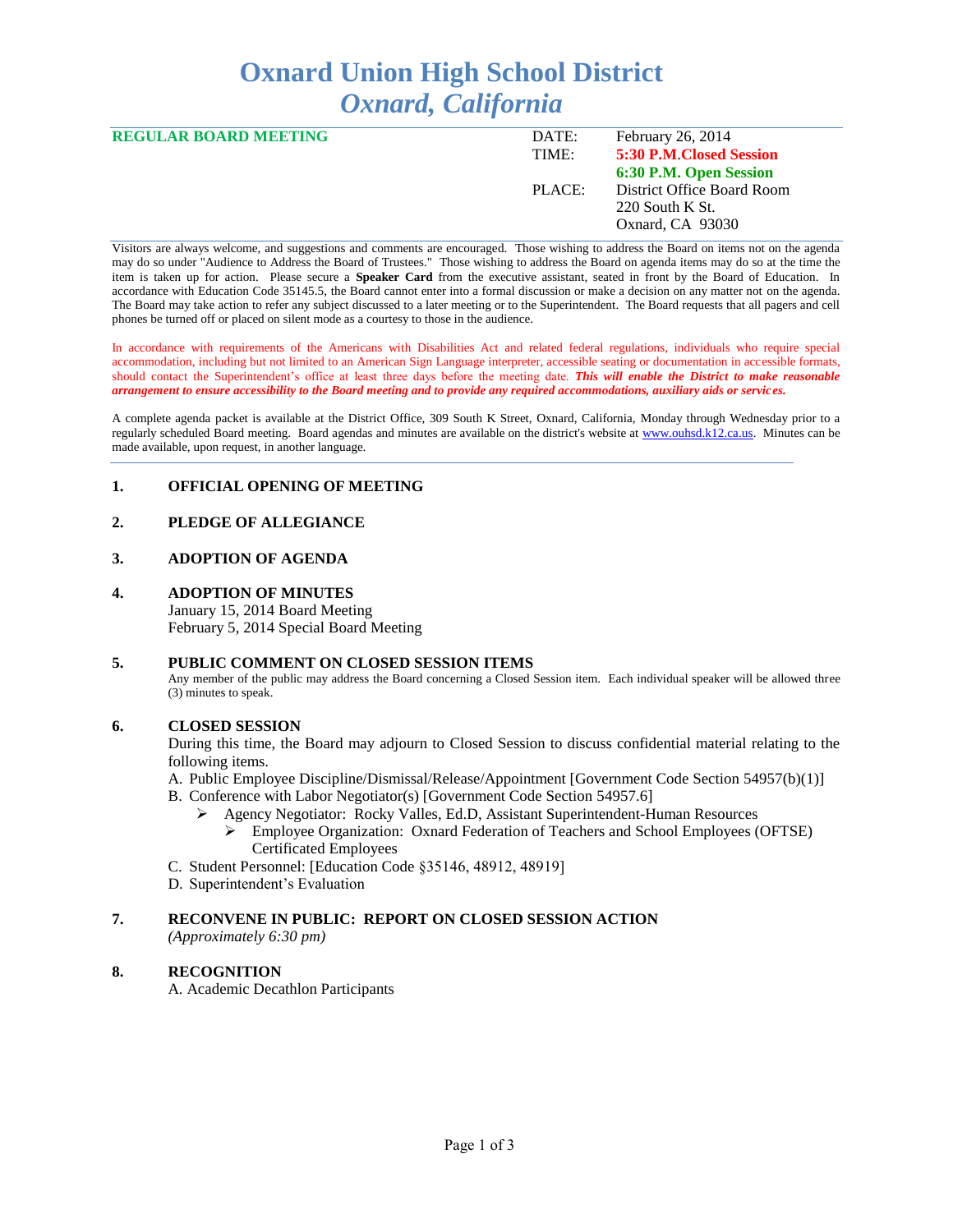# Oxnard Union High School District
## *Oxnard, California*

**REGULAR BOARD MEETING**

| | |
|---|---|
| DATE: | February 26, 2014 |
| TIME: | **5:30 P.M.Closed Session** |
| | **6:30 P.M. Open Session** |
| PLACE: | District Office Board Room |
| | 220 South K St. |
| | Oxnard, CA 93030 |

Visitors are always welcome, and suggestions and comments are encouraged. Those wishing to address the Board on items not on the agenda may do so under "Audience to Address the Board of Trustees." Those wishing to address the Board on agenda items may do so at the time the item is taken up for action. Please secure a **Speaker Card** from the executive assistant, seated in front by the Board of Education. In accordance with Education Code 35145.5, the Board cannot enter into a formal discussion or make a decision on any matter not on the agenda. The Board may take action to refer any subject discussed to a later meeting or to the Superintendent. The Board requests that all pagers and cell phones be turned off or placed on silent mode as a courtesy to those in the audience.

In accordance with requirements of the Americans with Disabilities Act and related federal regulations, individuals who require special accommodation, including but not limited to an American Sign Language interpreter, accessible seating or documentation in accessible formats, should contact the Superintendent's office at least three days before the meeting date. ***This will enable the District to make reasonable arrangement to ensure accessibility to the Board meeting and to provide any required accommodations, auxiliary aids or services.***

A complete agenda packet is available at the District Office, 309 South K Street, Oxnard, California, Monday through Wednesday prior to a regularly scheduled Board meeting. Board agendas and minutes are available on the district's website at www.ouhsd.k12.ca.us. Minutes can be made available, upon request, in another language.

---

### 1. OFFICIAL OPENING OF MEETING

### 2. PLEDGE OF ALLEGIANCE

### 3. ADOPTION OF AGENDA

### 4. ADOPTION OF MINUTES

January 15, 2014 Board Meeting
February 5, 2014 Special Board Meeting

### 5. PUBLIC COMMENT ON CLOSED SESSION ITEMS

Any member of the public may address the Board concerning a Closed Session item. Each individual speaker will be allowed three (3) minutes to speak.

### 6. CLOSED SESSION

During this time, the Board may adjourn to Closed Session to discuss confidential material relating to the following items.

A. Public Employee Discipline/Dismissal/Release/Appointment [Government Code Section 54957(b)(1)]
B. Conference with Labor Negotiator(s) [Government Code Section 54957.6]
- Agency Negotiator: Rocky Valles, Ed.D, Assistant Superintendent-Human Resources
  - Employee Organization: Oxnard Federation of Teachers and School Employees (OFTSE) Certificated Employees

C. Student Personnel: [Education Code §35146, 48912, 48919]
D. Superintendent's Evaluation

### 7. RECONVENE IN PUBLIC: REPORT ON CLOSED SESSION ACTION

*(Approximately 6:30 pm)*

### 8. RECOGNITION

A. Academic Decathlon Participants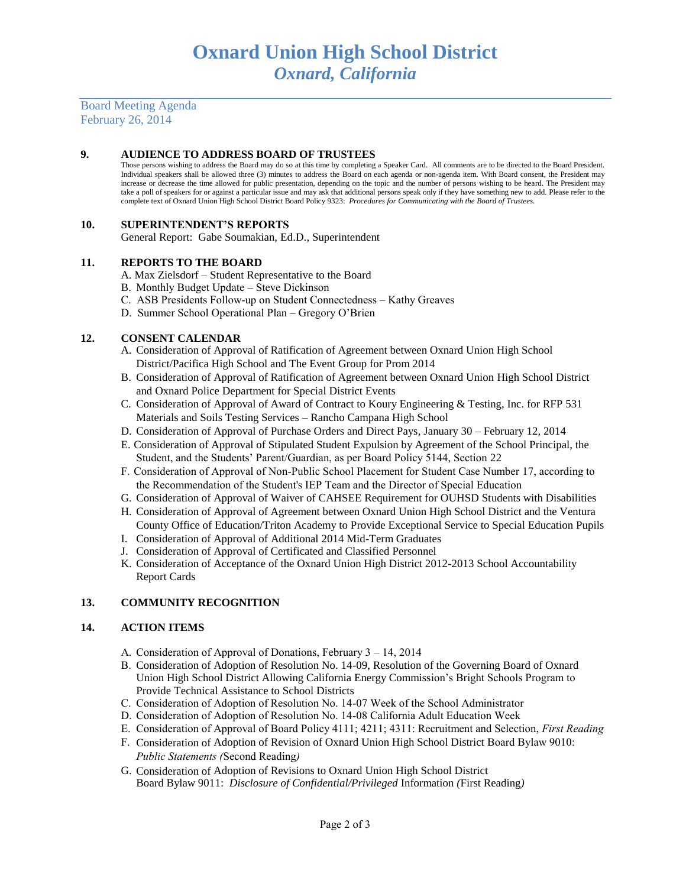# Oxnard Union High School District
## *Oxnard, California*

Board Meeting Agenda
February 26, 2014

**9. AUDIENCE TO ADDRESS BOARD OF TRUSTEES**

Those persons wishing to address the Board may do so at this time by completing a Speaker Card. All comments are to be directed to the Board President. Individual speakers shall be allowed three (3) minutes to address the Board on each agenda or non-agenda item. With Board consent, the President may increase or decrease the time allowed for public presentation, depending on the topic and the number of persons wishing to be heard. The President may take a poll of speakers for or against a particular issue and may ask that additional persons speak only if they have something new to add. Please refer to the complete text of Oxnard Union High School District Board Policy 9323: *Procedures for Communicating with the Board of Trustees.*

**10. SUPERINTENDENT'S REPORTS**

General Report: Gabe Soumakian, Ed.D., Superintendent

**11. REPORTS TO THE BOARD**

A. Max Zielsdorf – Student Representative to the Board
B. Monthly Budget Update – Steve Dickinson
C. ASB Presidents Follow-up on Student Connectedness – Kathy Greaves
D. Summer School Operational Plan – Gregory O'Brien

**12. CONSENT CALENDAR**

A. Consideration of Approval of Ratification of Agreement between Oxnard Union High School District/Pacifica High School and The Event Group for Prom 2014
B. Consideration of Approval of Ratification of Agreement between Oxnard Union High School District and Oxnard Police Department for Special District Events
C. Consideration of Approval of Award of Contract to Koury Engineering & Testing, Inc. for RFP 531 Materials and Soils Testing Services – Rancho Campana High School
D. Consideration of Approval of Purchase Orders and Direct Pays, January 30 – February 12, 2014
E. Consideration of Approval of Stipulated Student Expulsion by Agreement of the School Principal, the Student, and the Students' Parent/Guardian, as per Board Policy 5144, Section 22
F. Consideration of Approval of Non-Public School Placement for Student Case Number 17, according to the Recommendation of the Student's IEP Team and the Director of Special Education
G. Consideration of Approval of Waiver of CAHSEE Requirement for OUHSD Students with Disabilities
H. Consideration of Approval of Agreement between Oxnard Union High School District and the Ventura County Office of Education/Triton Academy to Provide Exceptional Service to Special Education Pupils
I. Consideration of Approval of Additional 2014 Mid-Term Graduates
J. Consideration of Approval of Certificated and Classified Personnel
K. Consideration of Acceptance of the Oxnard Union High District 2012-2013 School Accountability Report Cards

**13. COMMUNITY RECOGNITION**

**14. ACTION ITEMS**

A. Consideration of Approval of Donations, February 3 – 14, 2014
B. Consideration of Adoption of Resolution No. 14-09, Resolution of the Governing Board of Oxnard Union High School District Allowing California Energy Commission's Bright Schools Program to Provide Technical Assistance to School Districts
C. Consideration of Adoption of Resolution No. 14-07 Week of the School Administrator
D. Consideration of Adoption of Resolution No. 14-08 California Adult Education Week
E. Consideration of Approval of Board Policy 4111; 4211; 4311: Recruitment and Selection, *First Reading*
F. Consideration of Adoption of Revision of Oxnard Union High School District Board Bylaw 9010: *Public Statements (*Second Reading*)*
G. Consideration of Adoption of Revisions to Oxnard Union High School District Board Bylaw 9011: *Disclosure of Confidential/Privileged* Information *(*First Reading*)*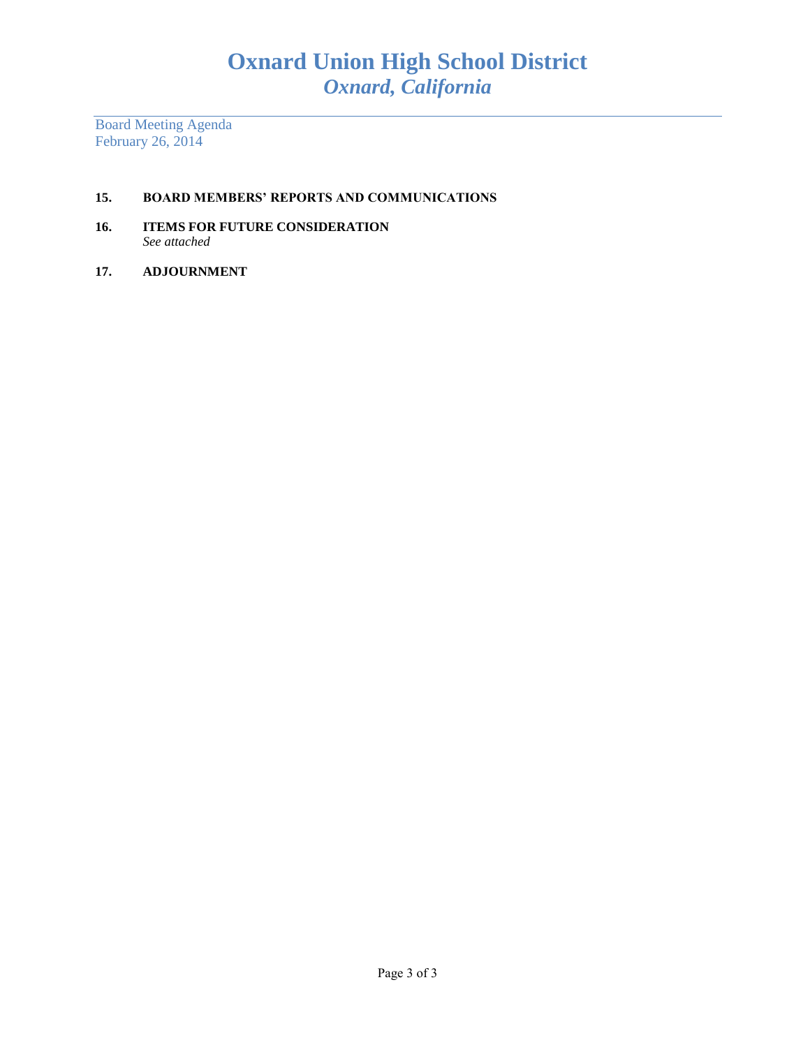**15. BOARD MEMBERS' REPORTS AND COMMUNICATIONS**

**16. ITEMS FOR FUTURE CONSIDERATION**
*See attached*

**17. ADJOURNMENT**